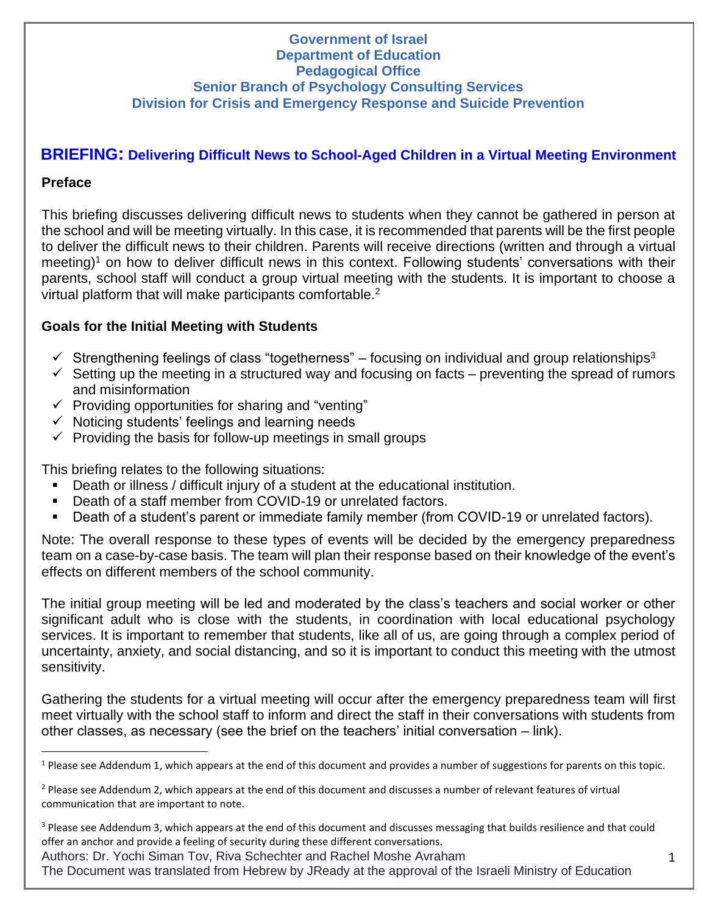**Government of Israel**
**Department of Education**
**Pedagogical Office**
**Senior Branch of Psychology Consulting Services**
**Division for Crisis and Emergency Response and Suicide Prevention**

# BRIEFING: Delivering Difficult News to School-Aged Children in a Virtual Meeting Environment

## Preface

This briefing discusses delivering difficult news to students when they cannot be gathered in person at the school and will be meeting virtually. In this case, it is recommended that parents will be the first people to deliver the difficult news to their children. Parents will receive directions (written and through a virtual meeting)[1] on how to deliver difficult news in this context. Following students' conversations with their parents, school staff will conduct a group virtual meeting with the students. It is important to choose a virtual platform that will make participants comfortable.[2]

## Goals for the Initial Meeting with Students

- ✓ Strengthening feelings of class "togetherness" – focusing on individual and group relationships[3]
- ✓ Setting up the meeting in a structured way and focusing on facts – preventing the spread of rumors and misinformation
- ✓ Providing opportunities for sharing and "venting"
- ✓ Noticing students' feelings and learning needs
- ✓ Providing the basis for follow-up meetings in small groups

This briefing relates to the following situations:

- Death or illness / difficult injury of a student at the educational institution.
- Death of a staff member from COVID-19 or unrelated factors.
- Death of a student's parent or immediate family member (from COVID-19 or unrelated factors).

Note: The overall response to these types of events will be decided by the emergency preparedness team on a case-by-case basis. The team will plan their response based on their knowledge of the event's effects on different members of the school community.

The initial group meeting will be led and moderated by the class's teachers and social worker or other significant adult who is close with the students, in coordination with local educational psychology services. It is important to remember that students, like all of us, are going through a complex period of uncertainty, anxiety, and social distancing, and so it is important to conduct this meeting with the utmost sensitivity.

Gathering the students for a virtual meeting will occur after the emergency preparedness team will first meet virtually with the school staff to inform and direct the staff in their conversations with students from other classes, as necessary (see the brief on the teachers' initial conversation – link).

---

[1] Please see Addendum 1, which appears at the end of this document and provides a number of suggestions for parents on this topic.

[2] Please see Addendum 2, which appears at the end of this document and discusses a number of relevant features of virtual communication that are important to note.

[3] Please see Addendum 3, which appears at the end of this document and discusses messaging that builds resilience and that could offer an anchor and provide a feeling of security during these different conversations.

Authors: Dr. Yochi Siman Tov, Riva Schechter and Rachel Moshe Avraham

The Document was translated from Hebrew by JReady at the approval of the Israeli Ministry of Education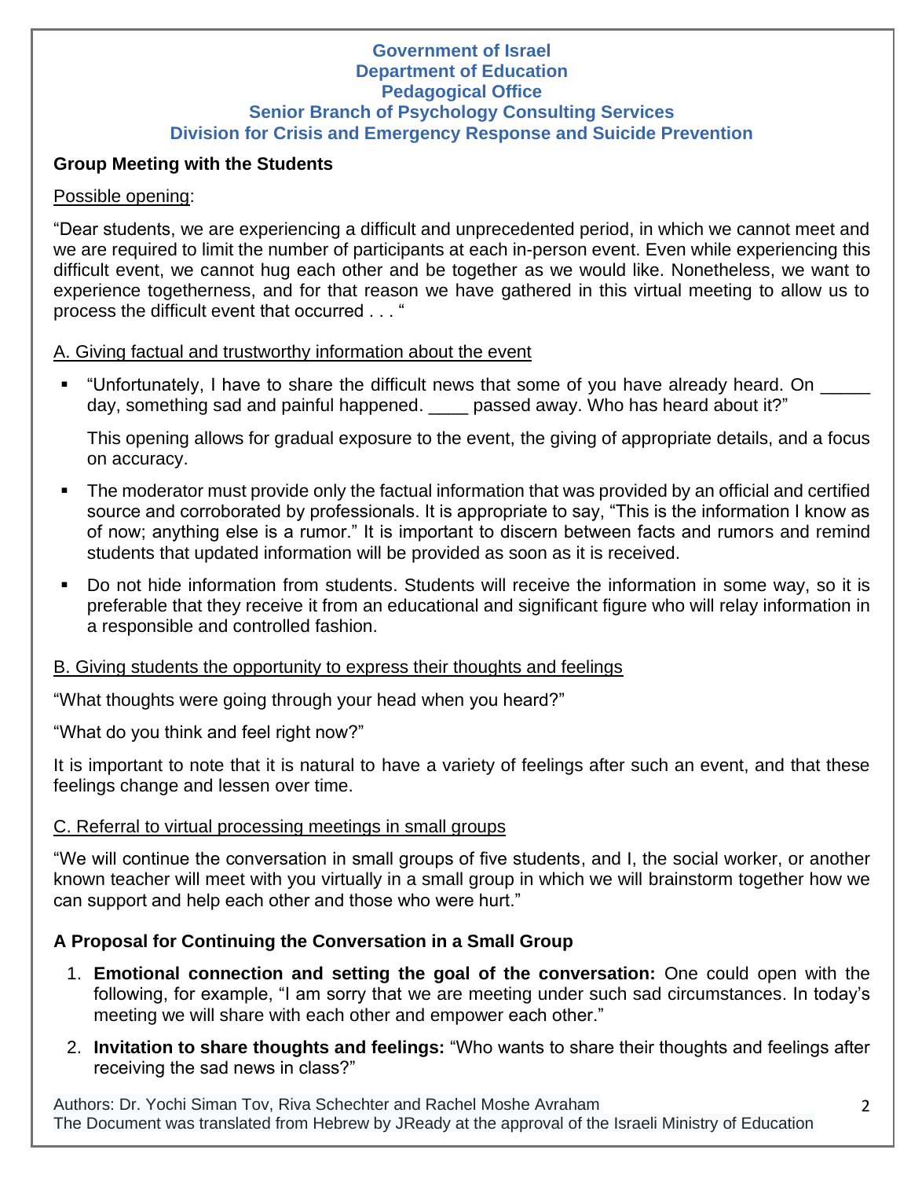**Government of Israel**
**Department of Education**
**Pedagogical Office**
**Senior Branch of Psychology Consulting Services**
**Division for Crisis and Emergency Response and Suicide Prevention**

## Group Meeting with the Students

Possible opening:

"Dear students, we are experiencing a difficult and unprecedented period, in which we cannot meet and we are required to limit the number of participants at each in-person event. Even while experiencing this difficult event, we cannot hug each other and be together as we would like. Nonetheless, we want to experience togetherness, and for that reason we have gathered in this virtual meeting to allow us to process the difficult event that occurred . . . "

### A. Giving factual and trustworthy information about the event

- "Unfortunately, I have to share the difficult news that some of you have already heard. On _____ day, something sad and painful happened. ____ passed away. Who has heard about it?"

  This opening allows for gradual exposure to the event, the giving of appropriate details, and a focus on accuracy.

- The moderator must provide only the factual information that was provided by an official and certified source and corroborated by professionals. It is appropriate to say, "This is the information I know as of now; anything else is a rumor." It is important to discern between facts and rumors and remind students that updated information will be provided as soon as it is received.
- Do not hide information from students. Students will receive the information in some way, so it is preferable that they receive it from an educational and significant figure who will relay information in a responsible and controlled fashion.

### B. Giving students the opportunity to express their thoughts and feelings

"What thoughts were going through your head when you heard?"

"What do you think and feel right now?"

It is important to note that it is natural to have a variety of feelings after such an event, and that these feelings change and lessen over time.

### C. Referral to virtual processing meetings in small groups

"We will continue the conversation in small groups of five students, and I, the social worker, or another known teacher will meet with you virtually in a small group in which we will brainstorm together how we can support and help each other and those who were hurt."

## A Proposal for Continuing the Conversation in a Small Group

1. **Emotional connection and setting the goal of the conversation:** One could open with the following, for example, "I am sorry that we are meeting under such sad circumstances. In today's meeting we will share with each other and empower each other."
2. **Invitation to share thoughts and feelings:** "Who wants to share their thoughts and feelings after receiving the sad news in class?"

Authors: Dr. Yochi Siman Tov, Riva Schechter and Rachel Moshe Avraham
The Document was translated from Hebrew by JReady at the approval of the Israeli Ministry of Education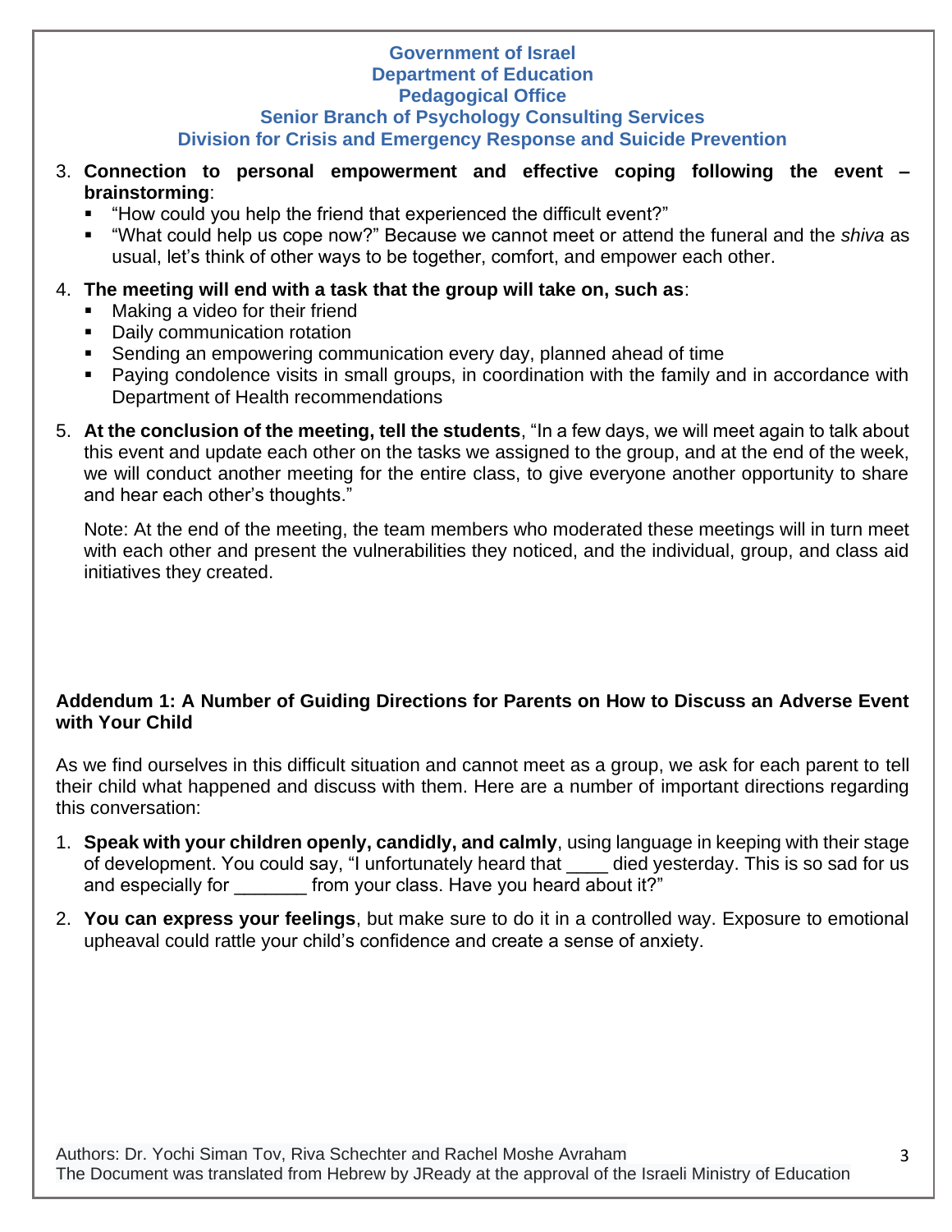3. **Connection to personal empowerment and effective coping following the event – brainstorming**:
   - "How could you help the friend that experienced the difficult event?"
   - "What could help us cope now?" Because we cannot meet or attend the funeral and the *shiva* as usual, let's think of other ways to be together, comfort, and empower each other.

4. **The meeting will end with a task that the group will take on, such as**:
   - Making a video for their friend
   - Daily communication rotation
   - Sending an empowering communication every day, planned ahead of time
   - Paying condolence visits in small groups, in coordination with the family and in accordance with Department of Health recommendations

5. **At the conclusion of the meeting, tell the students**, "In a few days, we will meet again to talk about this event and update each other on the tasks we assigned to the group, and at the end of the week, we will conduct another meeting for the entire class, to give everyone another opportunity to share and hear each other's thoughts."

   Note: At the end of the meeting, the team members who moderated these meetings will in turn meet with each other and present the vulnerabilities they noticed, and the individual, group, and class aid initiatives they created.

## Addendum 1: A Number of Guiding Directions for Parents on How to Discuss an Adverse Event with Your Child

As we find ourselves in this difficult situation and cannot meet as a group, we ask for each parent to tell their child what happened and discuss with them. Here are a number of important directions regarding this conversation:

1. **Speak with your children openly, candidly, and calmly**, using language in keeping with their stage of development. You could say, "I unfortunately heard that ____ died yesterday. This is so sad for us and especially for _______ from your class. Have you heard about it?"

2. **You can express your feelings**, but make sure to do it in a controlled way. Exposure to emotional upheaval could rattle your child's confidence and create a sense of anxiety.

Authors: Dr. Yochi Siman Tov, Riva Schechter and Rachel Moshe Avraham
The Document was translated from Hebrew by JReady at the approval of the Israeli Ministry of Education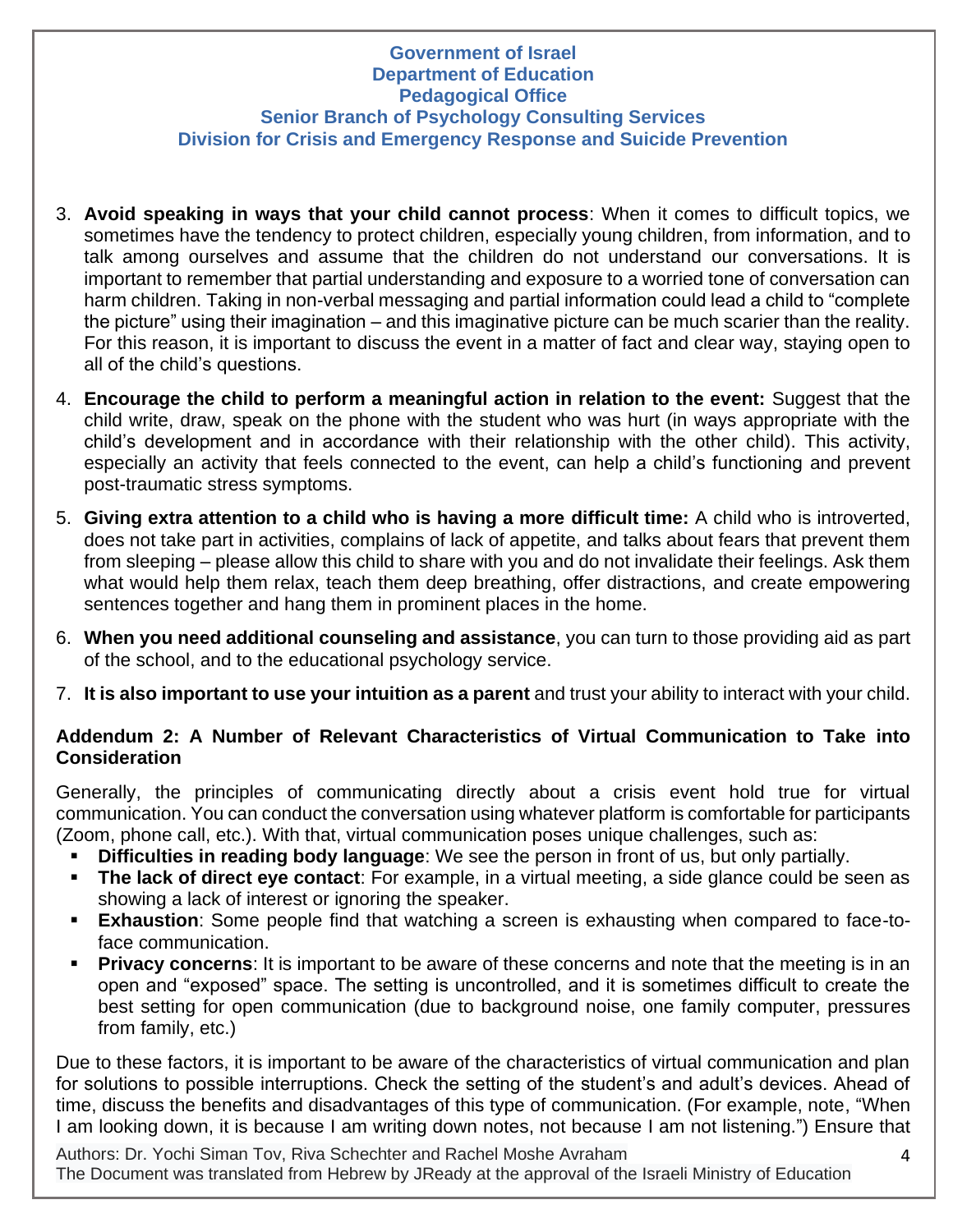3. **Avoid speaking in ways that your child cannot process**: When it comes to difficult topics, we sometimes have the tendency to protect children, especially young children, from information, and to talk among ourselves and assume that the children do not understand our conversations. It is important to remember that partial understanding and exposure to a worried tone of conversation can harm children. Taking in non-verbal messaging and partial information could lead a child to "complete the picture" using their imagination – and this imaginative picture can be much scarier than the reality. For this reason, it is important to discuss the event in a matter of fact and clear way, staying open to all of the child's questions.

4. **Encourage the child to perform a meaningful action in relation to the event:** Suggest that the child write, draw, speak on the phone with the student who was hurt (in ways appropriate with the child's development and in accordance with their relationship with the other child). This activity, especially an activity that feels connected to the event, can help a child's functioning and prevent post-traumatic stress symptoms.

5. **Giving extra attention to a child who is having a more difficult time:** A child who is introverted, does not take part in activities, complains of lack of appetite, and talks about fears that prevent them from sleeping – please allow this child to share with you and do not invalidate their feelings. Ask them what would help them relax, teach them deep breathing, offer distractions, and create empowering sentences together and hang them in prominent places in the home.

6. **When you need additional counseling and assistance**, you can turn to those providing aid as part of the school, and to the educational psychology service.

7. **It is also important to use your intuition as a parent** and trust your ability to interact with your child.

**Addendum 2: A Number of Relevant Characteristics of Virtual Communication to Take into Consideration**

Generally, the principles of communicating directly about a crisis event hold true for virtual communication. You can conduct the conversation using whatever platform is comfortable for participants (Zoom, phone call, etc.). With that, virtual communication poses unique challenges, such as:

- **Difficulties in reading body language**: We see the person in front of us, but only partially.
- **The lack of direct eye contact**: For example, in a virtual meeting, a side glance could be seen as showing a lack of interest or ignoring the speaker.
- **Exhaustion**: Some people find that watching a screen is exhausting when compared to face-to-face communication.
- **Privacy concerns**: It is important to be aware of these concerns and note that the meeting is in an open and "exposed" space. The setting is uncontrolled, and it is sometimes difficult to create the best setting for open communication (due to background noise, one family computer, pressures from family, etc.)

Due to these factors, it is important to be aware of the characteristics of virtual communication and plan for solutions to possible interruptions. Check the setting of the student's and adult's devices. Ahead of time, discuss the benefits and disadvantages of this type of communication. (For example, note, "When I am looking down, it is because I am writing down notes, not because I am not listening.") Ensure that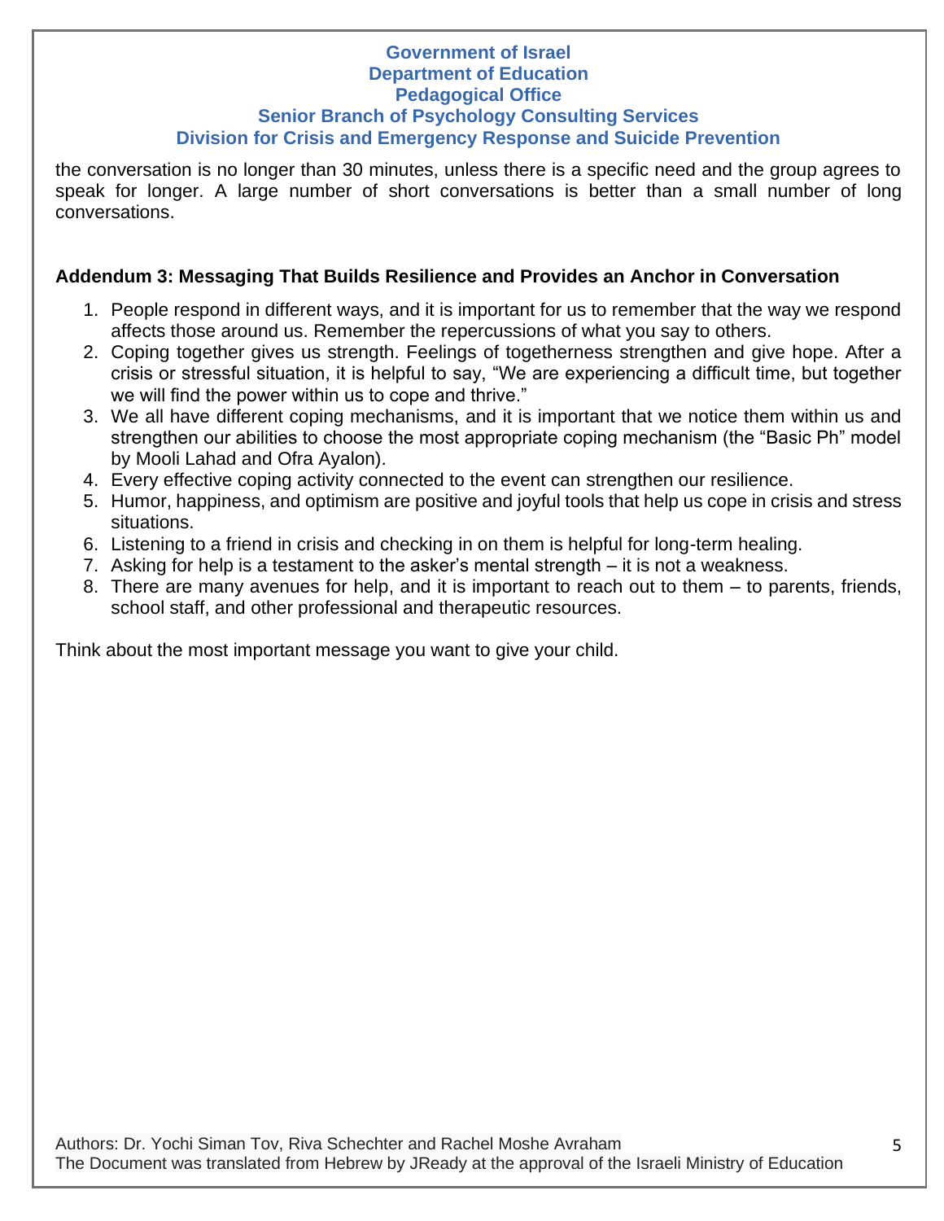the conversation is no longer than 30 minutes, unless there is a specific need and the group agrees to speak for longer. A large number of short conversations is better than a small number of long conversations.

**Addendum 3: Messaging That Builds Resilience and Provides an Anchor in Conversation**

1. People respond in different ways, and it is important for us to remember that the way we respond affects those around us. Remember the repercussions of what you say to others.
2. Coping together gives us strength. Feelings of togetherness strengthen and give hope. After a crisis or stressful situation, it is helpful to say, "We are experiencing a difficult time, but together we will find the power within us to cope and thrive."
3. We all have different coping mechanisms, and it is important that we notice them within us and strengthen our abilities to choose the most appropriate coping mechanism (the "Basic Ph" model by Mooli Lahad and Ofra Ayalon).
4. Every effective coping activity connected to the event can strengthen our resilience.
5. Humor, happiness, and optimism are positive and joyful tools that help us cope in crisis and stress situations.
6. Listening to a friend in crisis and checking in on them is helpful for long-term healing.
7. Asking for help is a testament to the asker's mental strength – it is not a weakness.
8. There are many avenues for help, and it is important to reach out to them – to parents, friends, school staff, and other professional and therapeutic resources.

Think about the most important message you want to give your child.